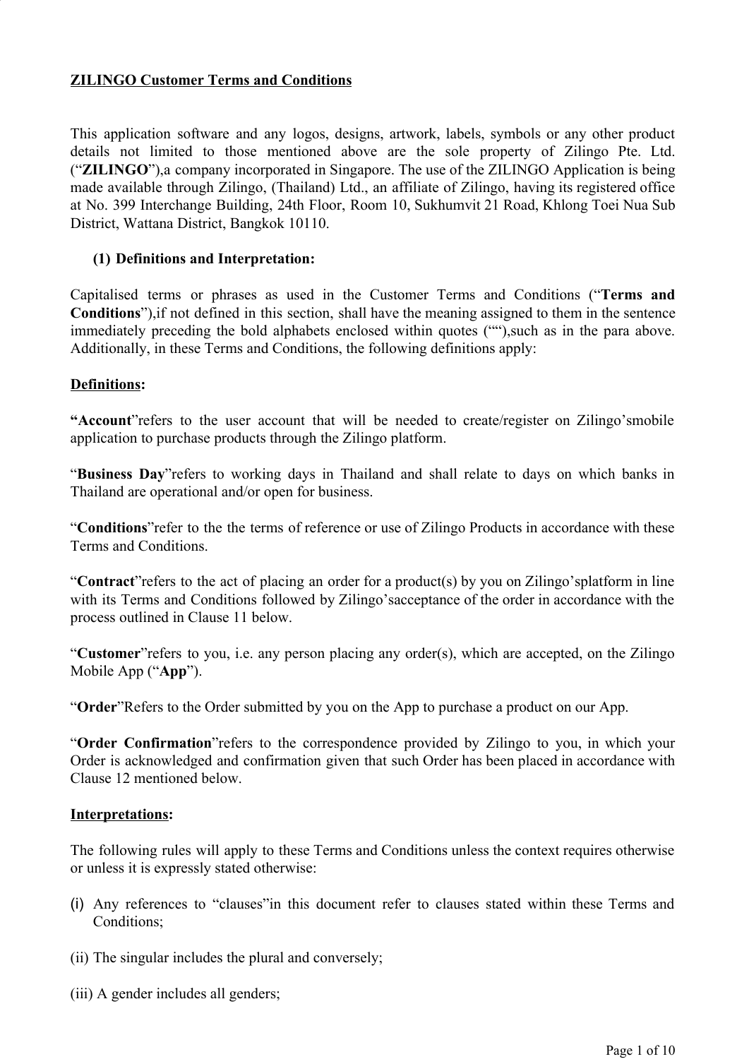**ZILINGO Customer Terms and Conditions**

This application software and any logos, designs, artwork, labels, symbols or any other product details not limited to those mentioned above are the sole property of Zilingo Pte. Ltd. ("**ZILINGO**"),a company incorporated in Singapore. The use of the ZILINGO Application is being made available through Zilingo, (Thailand) Ltd., an affiliate of Zilingo, having its registered office at No. 399 Interchange Building, 24th Floor, Room 10, Sukhumvit 21 Road, Khlong Toei Nua Sub District, Wattana District, Bangkok 10110.

**(1) Definitions and Interpretation:**

Capitalised terms or phrases as used in the Customer Terms and Conditions ("**Terms and Conditions**"),if not defined in this section, shall have the meaning assigned to them in the sentence immediately preceding the bold alphabets enclosed within quotes (""),such as in the para above. Additionally, in these Terms and Conditions, the following definitions apply:

**Definitions:**

**"Account**"refers to the user account that will be needed to create/register on Zilingo'smobile application to purchase products through the Zilingo platform.

"**Business Day**"refers to working days in Thailand and shall relate to days on which banks in Thailand are operational and/or open for business.

"**Conditions**"refer to the the terms of reference or use of Zilingo Products in accordance with these Terms and Conditions.

"**Contract**"refers to the act of placing an order for a product(s) by you on Zilingo'splatform in line with its Terms and Conditions followed by Zilingo'sacceptance of the order in accordance with the process outlined in Clause 11 below.

"**Customer**"refers to you, i.e. any person placing any order(s), which are accepted, on the Zilingo Mobile App ("**App**").

"**Order**"Refers to the Order submitted by you on the App to purchase a product on our App.

"**Order Confirmation**"refers to the correspondence provided by Zilingo to you, in which your Order is acknowledged and confirmation given that such Order has been placed in accordance with Clause 12 mentioned below.

**Interpretations:**

The following rules will apply to these Terms and Conditions unless the context requires otherwise or unless it is expressly stated otherwise:

(i) Any references to "clauses"in this document refer to clauses stated within these Terms and Conditions;

(ii) The singular includes the plural and conversely;

(iii) A gender includes all genders;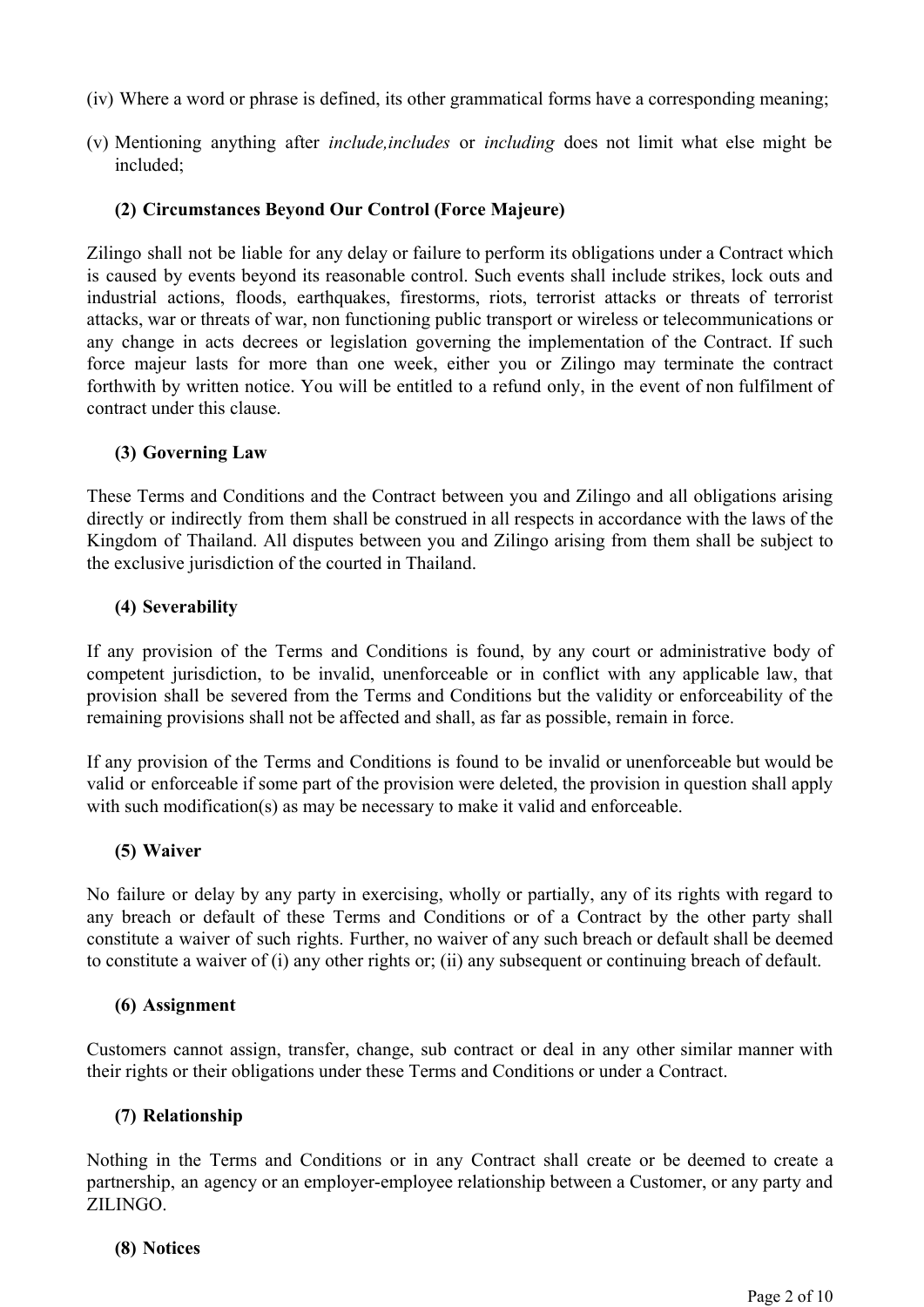(iv) Where a word or phrase is defined, its other grammatical forms have a corresponding meaning;

(v) Mentioning anything after *include,includes* or *including* does not limit what else might be included;

**(2) Circumstances Beyond Our Control (Force Majeure)**

Zilingo shall not be liable for any delay or failure to perform its obligations under a Contract which is caused by events beyond its reasonable control. Such events shall include strikes, lock outs and industrial actions, floods, earthquakes, firestorms, riots, terrorist attacks or threats of terrorist attacks, war or threats of war, non functioning public transport or wireless or telecommunications or any change in acts decrees or legislation governing the implementation of the Contract. If such force majeur lasts for more than one week, either you or Zilingo may terminate the contract forthwith by written notice. You will be entitled to a refund only, in the event of non fulfilment of contract under this clause.

**(3) Governing Law**

These Terms and Conditions and the Contract between you and Zilingo and all obligations arising directly or indirectly from them shall be construed in all respects in accordance with the laws of the Kingdom of Thailand. All disputes between you and Zilingo arising from them shall be subject to the exclusive jurisdiction of the courted in Thailand.

**(4) Severability**

If any provision of the Terms and Conditions is found, by any court or administrative body of competent jurisdiction, to be invalid, unenforceable or in conflict with any applicable law, that provision shall be severed from the Terms and Conditions but the validity or enforceability of the remaining provisions shall not be affected and shall, as far as possible, remain in force.

If any provision of the Terms and Conditions is found to be invalid or unenforceable but would be valid or enforceable if some part of the provision were deleted, the provision in question shall apply with such modification(s) as may be necessary to make it valid and enforceable.

**(5) Waiver**

No failure or delay by any party in exercising, wholly or partially, any of its rights with regard to any breach or default of these Terms and Conditions or of a Contract by the other party shall constitute a waiver of such rights. Further, no waiver of any such breach or default shall be deemed to constitute a waiver of (i) any other rights or; (ii) any subsequent or continuing breach of default.

**(6) Assignment**

Customers cannot assign, transfer, change, sub contract or deal in any other similar manner with their rights or their obligations under these Terms and Conditions or under a Contract.

**(7) Relationship**

Nothing in the Terms and Conditions or in any Contract shall create or be deemed to create a partnership, an agency or an employer-employee relationship between a Customer, or any party and ZILINGO.

**(8) Notices**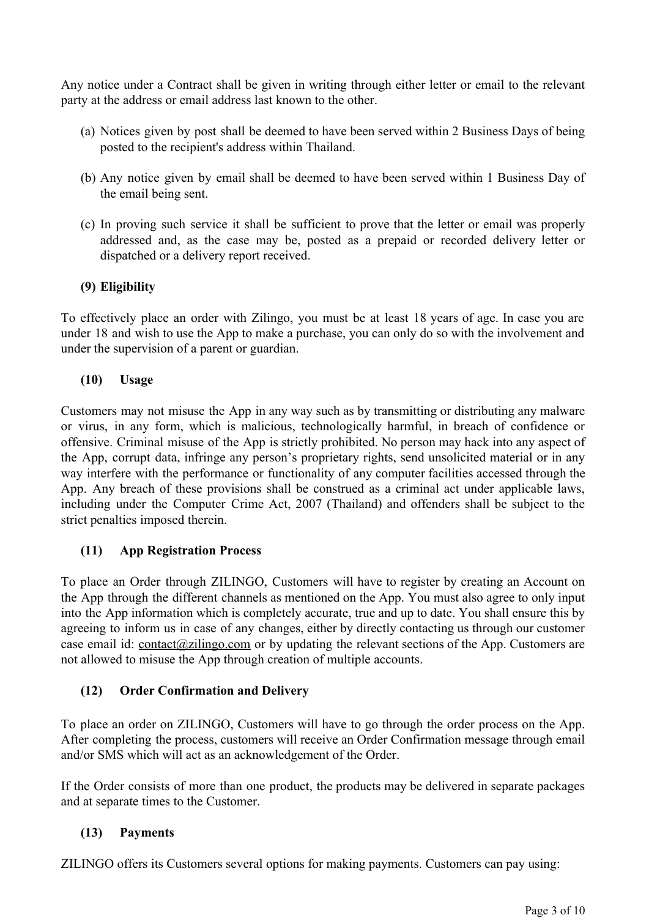Any notice under a Contract shall be given in writing through either letter or email to the relevant party at the address or email address last known to the other.

(a) Notices given by post shall be deemed to have been served within 2 Business Days of being posted to the recipient's address within Thailand.

(b) Any notice given by email shall be deemed to have been served within 1 Business Day of the email being sent.

(c) In proving such service it shall be sufficient to prove that the letter or email was properly addressed and, as the case may be, posted as a prepaid or recorded delivery letter or dispatched or a delivery report received.

**(9) Eligibility**

To effectively place an order with Zilingo, you must be at least 18 years of age. In case you are under 18 and wish to use the App to make a purchase, you can only do so with the involvement and under the supervision of a parent or guardian.

**(10) Usage**

Customers may not misuse the App in any way such as by transmitting or distributing any malware or virus, in any form, which is malicious, technologically harmful, in breach of confidence or offensive. Criminal misuse of the App is strictly prohibited. No person may hack into any aspect of the App, corrupt data, infringe any person's proprietary rights, send unsolicited material or in any way interfere with the performance or functionality of any computer facilities accessed through the App. Any breach of these provisions shall be construed as a criminal act under applicable laws, including under the Computer Crime Act, 2007 (Thailand) and offenders shall be subject to the strict penalties imposed therein.

**(11) App Registration Process**

To place an Order through ZILINGO, Customers will have to register by creating an Account on the App through the different channels as mentioned on the App. You must also agree to only input into the App information which is completely accurate, true and up to date. You shall ensure this by agreeing to inform us in case of any changes, either by directly contacting us through our customer case email id: contact@zilingo.com or by updating the relevant sections of the App. Customers are not allowed to misuse the App through creation of multiple accounts.

**(12) Order Confirmation and Delivery**

To place an order on ZILINGO, Customers will have to go through the order process on the App. After completing the process, customers will receive an Order Confirmation message through email and/or SMS which will act as an acknowledgement of the Order.

If the Order consists of more than one product, the products may be delivered in separate packages and at separate times to the Customer.

**(13) Payments**

ZILINGO offers its Customers several options for making payments. Customers can pay using: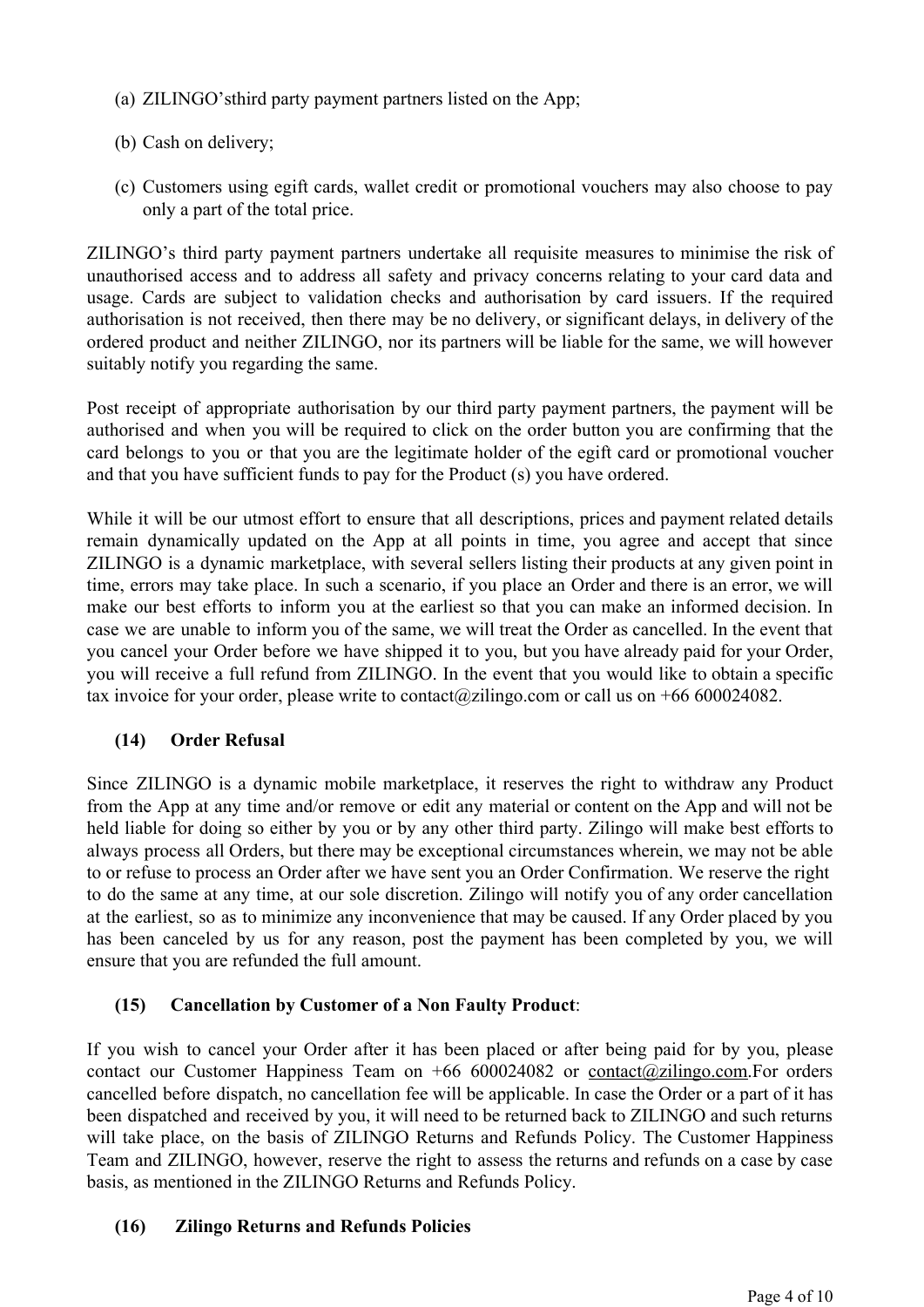(a) ZILINGO'sthird party payment partners listed on the App;

(b) Cash on delivery;

(c) Customers using egift cards, wallet credit or promotional vouchers may also choose to pay only a part of the total price.

ZILINGO's third party payment partners undertake all requisite measures to minimise the risk of unauthorised access and to address all safety and privacy concerns relating to your card data and usage. Cards are subject to validation checks and authorisation by card issuers. If the required authorisation is not received, then there may be no delivery, or significant delays, in delivery of the ordered product and neither ZILINGO, nor its partners will be liable for the same, we will however suitably notify you regarding the same.

Post receipt of appropriate authorisation by our third party payment partners, the payment will be authorised and when you will be required to click on the order button you are confirming that the card belongs to you or that you are the legitimate holder of the egift card or promotional voucher and that you have sufficient funds to pay for the Product (s) you have ordered.

While it will be our utmost effort to ensure that all descriptions, prices and payment related details remain dynamically updated on the App at all points in time, you agree and accept that since ZILINGO is a dynamic marketplace, with several sellers listing their products at any given point in time, errors may take place. In such a scenario, if you place an Order and there is an error, we will make our best efforts to inform you at the earliest so that you can make an informed decision. In case we are unable to inform you of the same, we will treat the Order as cancelled. In the event that you cancel your Order before we have shipped it to you, but you have already paid for your Order, you will receive a full refund from ZILINGO. In the event that you would like to obtain a specific tax invoice for your order, please write to contact@zilingo.com or call us on +66 600024082.

**(14) Order Refusal**

Since ZILINGO is a dynamic mobile marketplace, it reserves the right to withdraw any Product from the App at any time and/or remove or edit any material or content on the App and will not be held liable for doing so either by you or by any other third party. Zilingo will make best efforts to always process all Orders, but there may be exceptional circumstances wherein, we may not be able to or refuse to process an Order after we have sent you an Order Confirmation. We reserve the right to do the same at any time, at our sole discretion. Zilingo will notify you of any order cancellation at the earliest, so as to minimize any inconvenience that may be caused. If any Order placed by you has been canceled by us for any reason, post the payment has been completed by you, we will ensure that you are refunded the full amount.

**(15) Cancellation by Customer of a Non Faulty Product**:

If you wish to cancel your Order after it has been placed or after being paid for by you, please contact our Customer Happiness Team on +66 600024082 or contact@zilingo.com.For orders cancelled before dispatch, no cancellation fee will be applicable. In case the Order or a part of it has been dispatched and received by you, it will need to be returned back to ZILINGO and such returns will take place, on the basis of ZILINGO Returns and Refunds Policy. The Customer Happiness Team and ZILINGO, however, reserve the right to assess the returns and refunds on a case by case basis, as mentioned in the ZILINGO Returns and Refunds Policy.

**(16) Zilingo Returns and Refunds Policies**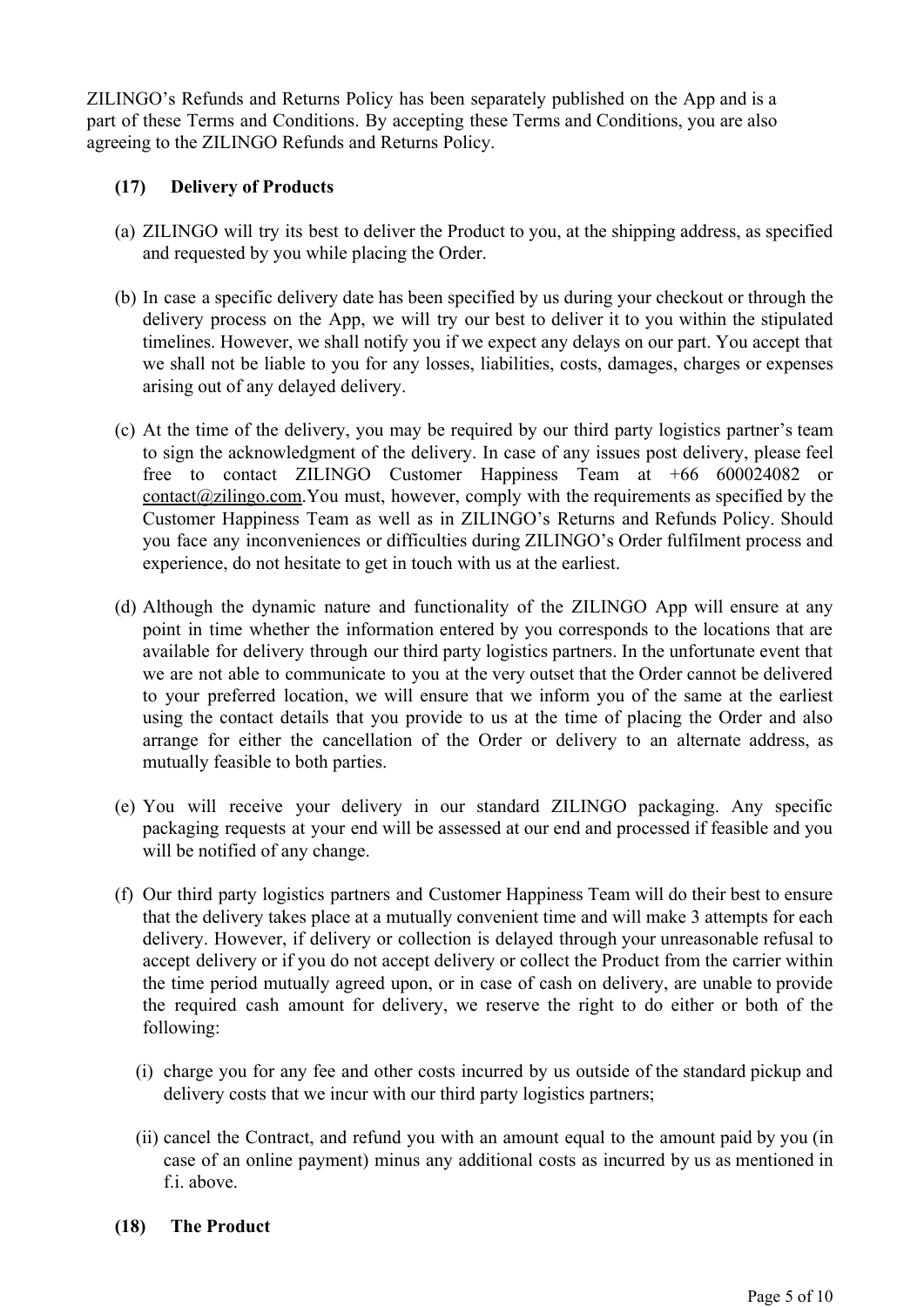ZILINGO's Refunds and Returns Policy has been separately published on the App and is a part of these Terms and Conditions. By accepting these Terms and Conditions, you are also agreeing to the ZILINGO Refunds and Returns Policy.

**(17) Delivery of Products**

(a) ZILINGO will try its best to deliver the Product to you, at the shipping address, as specified and requested by you while placing the Order.

(b) In case a specific delivery date has been specified by us during your checkout or through the delivery process on the App, we will try our best to deliver it to you within the stipulated timelines. However, we shall notify you if we expect any delays on our part. You accept that we shall not be liable to you for any losses, liabilities, costs, damages, charges or expenses arising out of any delayed delivery.

(c) At the time of the delivery, you may be required by our third party logistics partner's team to sign the acknowledgment of the delivery. In case of any issues post delivery, please feel free to contact ZILINGO Customer Happiness Team at +66 600024082 or contact@zilingo.com.You must, however, comply with the requirements as specified by the Customer Happiness Team as well as in ZILINGO's Returns and Refunds Policy. Should you face any inconveniences or difficulties during ZILINGO's Order fulfilment process and experience, do not hesitate to get in touch with us at the earliest.

(d) Although the dynamic nature and functionality of the ZILINGO App will ensure at any point in time whether the information entered by you corresponds to the locations that are available for delivery through our third party logistics partners. In the unfortunate event that we are not able to communicate to you at the very outset that the Order cannot be delivered to your preferred location, we will ensure that we inform you of the same at the earliest using the contact details that you provide to us at the time of placing the Order and also arrange for either the cancellation of the Order or delivery to an alternate address, as mutually feasible to both parties.

(e) You will receive your delivery in our standard ZILINGO packaging. Any specific packaging requests at your end will be assessed at our end and processed if feasible and you will be notified of any change.

(f) Our third party logistics partners and Customer Happiness Team will do their best to ensure that the delivery takes place at a mutually convenient time and will make 3 attempts for each delivery. However, if delivery or collection is delayed through your unreasonable refusal to accept delivery or if you do not accept delivery or collect the Product from the carrier within the time period mutually agreed upon, or in case of cash on delivery, are unable to provide the required cash amount for delivery, we reserve the right to do either or both of the following:

   (i) charge you for any fee and other costs incurred by us outside of the standard pickup and delivery costs that we incur with our third party logistics partners;

   (ii) cancel the Contract, and refund you with an amount equal to the amount paid by you (in case of an online payment) minus any additional costs as incurred by us as mentioned in f.i. above.

**(18) The Product**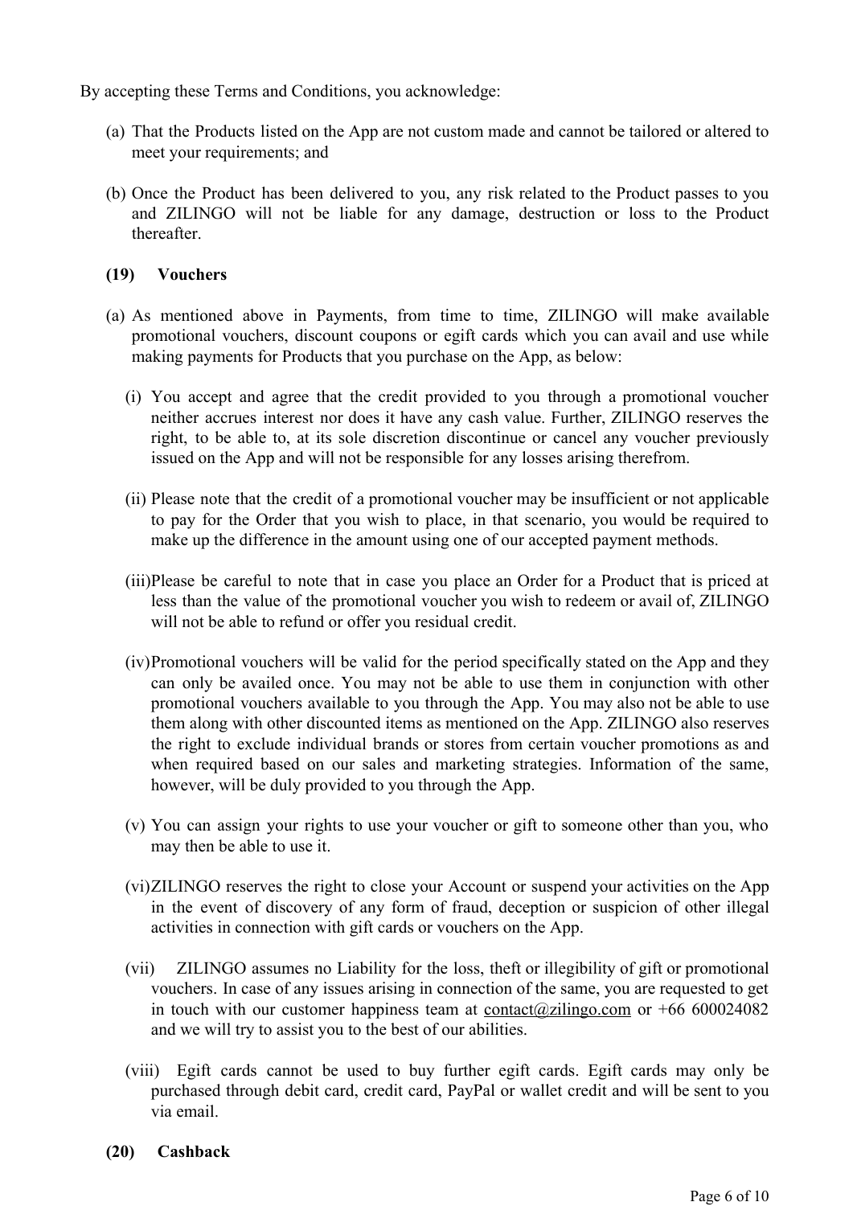By accepting these Terms and Conditions, you acknowledge:

(a) That the Products listed on the App are not custom made and cannot be tailored or altered to meet your requirements; and

(b) Once the Product has been delivered to you, any risk related to the Product passes to you and ZILINGO will not be liable for any damage, destruction or loss to the Product thereafter.

**(19) Vouchers**

(a) As mentioned above in Payments, from time to time, ZILINGO will make available promotional vouchers, discount coupons or egift cards which you can avail and use while making payments for Products that you purchase on the App, as below:

(i) You accept and agree that the credit provided to you through a promotional voucher neither accrues interest nor does it have any cash value. Further, ZILINGO reserves the right, to be able to, at its sole discretion discontinue or cancel any voucher previously issued on the App and will not be responsible for any losses arising therefrom.

(ii) Please note that the credit of a promotional voucher may be insufficient or not applicable to pay for the Order that you wish to place, in that scenario, you would be required to make up the difference in the amount using one of our accepted payment methods.

(iii) Please be careful to note that in case you place an Order for a Product that is priced at less than the value of the promotional voucher you wish to redeem or avail of, ZILINGO will not be able to refund or offer you residual credit.

(iv) Promotional vouchers will be valid for the period specifically stated on the App and they can only be availed once. You may not be able to use them in conjunction with other promotional vouchers available to you through the App. You may also not be able to use them along with other discounted items as mentioned on the App. ZILINGO also reserves the right to exclude individual brands or stores from certain voucher promotions as and when required based on our sales and marketing strategies. Information of the same, however, will be duly provided to you through the App.

(v) You can assign your rights to use your voucher or gift to someone other than you, who may then be able to use it.

(vi) ZILINGO reserves the right to close your Account or suspend your activities on the App in the event of discovery of any form of fraud, deception or suspicion of other illegal activities in connection with gift cards or vouchers on the App.

(vii) ZILINGO assumes no Liability for the loss, theft or illegibility of gift or promotional vouchers. In case of any issues arising in connection of the same, you are requested to get in touch with our customer happiness team at contact@zilingo.com or +66 600024082 and we will try to assist you to the best of our abilities.

(viii) Egift cards cannot be used to buy further egift cards. Egift cards may only be purchased through debit card, credit card, PayPal or wallet credit and will be sent to you via email.

**(20) Cashback**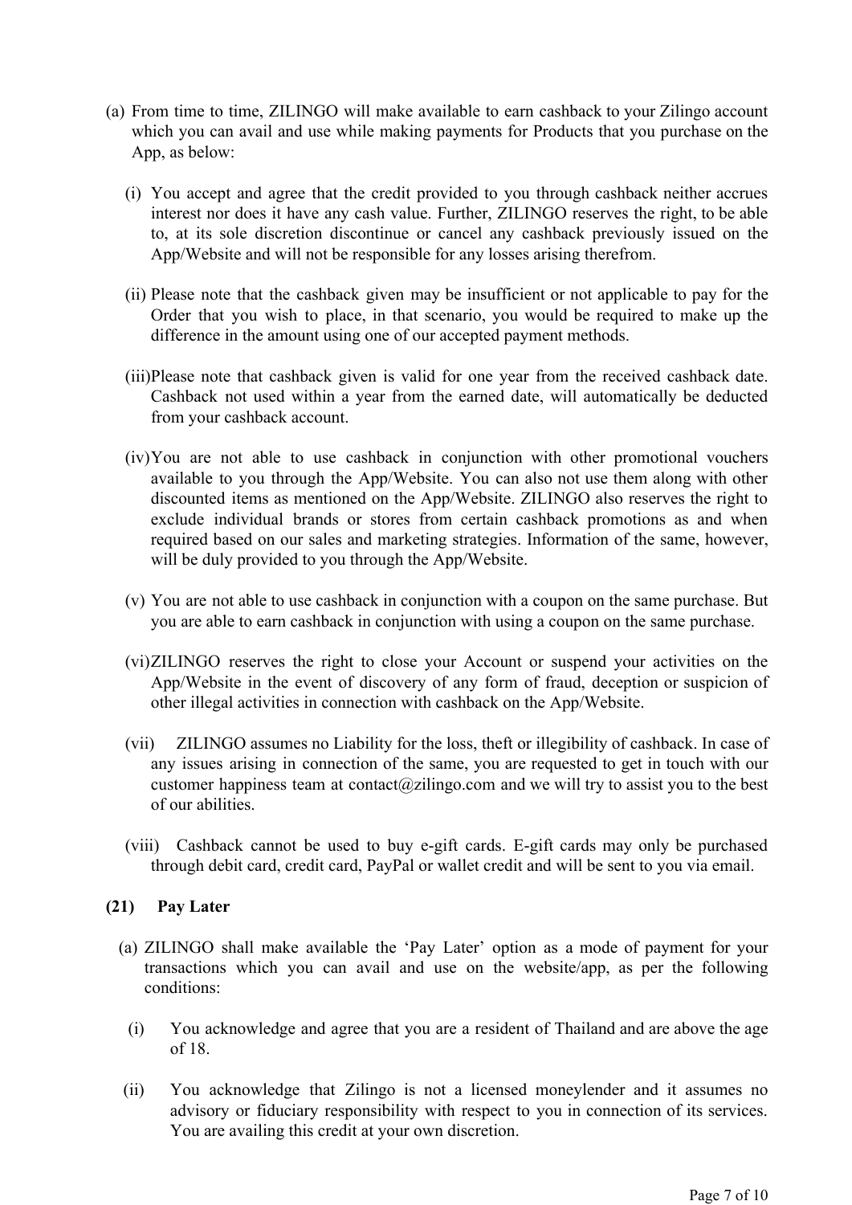(a) From time to time, ZILINGO will make available to earn cashback to your Zilingo account which you can avail and use while making payments for Products that you purchase on the App, as below:

(i) You accept and agree that the credit provided to you through cashback neither accrues interest nor does it have any cash value. Further, ZILINGO reserves the right, to be able to, at its sole discretion discontinue or cancel any cashback previously issued on the App/Website and will not be responsible for any losses arising therefrom.

(ii) Please note that the cashback given may be insufficient or not applicable to pay for the Order that you wish to place, in that scenario, you would be required to make up the difference in the amount using one of our accepted payment methods.

(iii) Please note that cashback given is valid for one year from the received cashback date. Cashback not used within a year from the earned date, will automatically be deducted from your cashback account.

(iv) You are not able to use cashback in conjunction with other promotional vouchers available to you through the App/Website. You can also not use them along with other discounted items as mentioned on the App/Website. ZILINGO also reserves the right to exclude individual brands or stores from certain cashback promotions as and when required based on our sales and marketing strategies. Information of the same, however, will be duly provided to you through the App/Website.

(v) You are not able to use cashback in conjunction with a coupon on the same purchase. But you are able to earn cashback in conjunction with using a coupon on the same purchase.

(vi) ZILINGO reserves the right to close your Account or suspend your activities on the App/Website in the event of discovery of any form of fraud, deception or suspicion of other illegal activities in connection with cashback on the App/Website.

(vii) ZILINGO assumes no Liability for the loss, theft or illegibility of cashback. In case of any issues arising in connection of the same, you are requested to get in touch with our customer happiness team at contact@zilingo.com and we will try to assist you to the best of our abilities.

(viii) Cashback cannot be used to buy e-gift cards. E-gift cards may only be purchased through debit card, credit card, PayPal or wallet credit and will be sent to you via email.

**(21) Pay Later**

(a) ZILINGO shall make available the 'Pay Later' option as a mode of payment for your transactions which you can avail and use on the website/app, as per the following conditions:

(i) You acknowledge and agree that you are a resident of Thailand and are above the age of 18.

(ii) You acknowledge that Zilingo is not a licensed moneylender and it assumes no advisory or fiduciary responsibility with respect to you in connection of its services. You are availing this credit at your own discretion.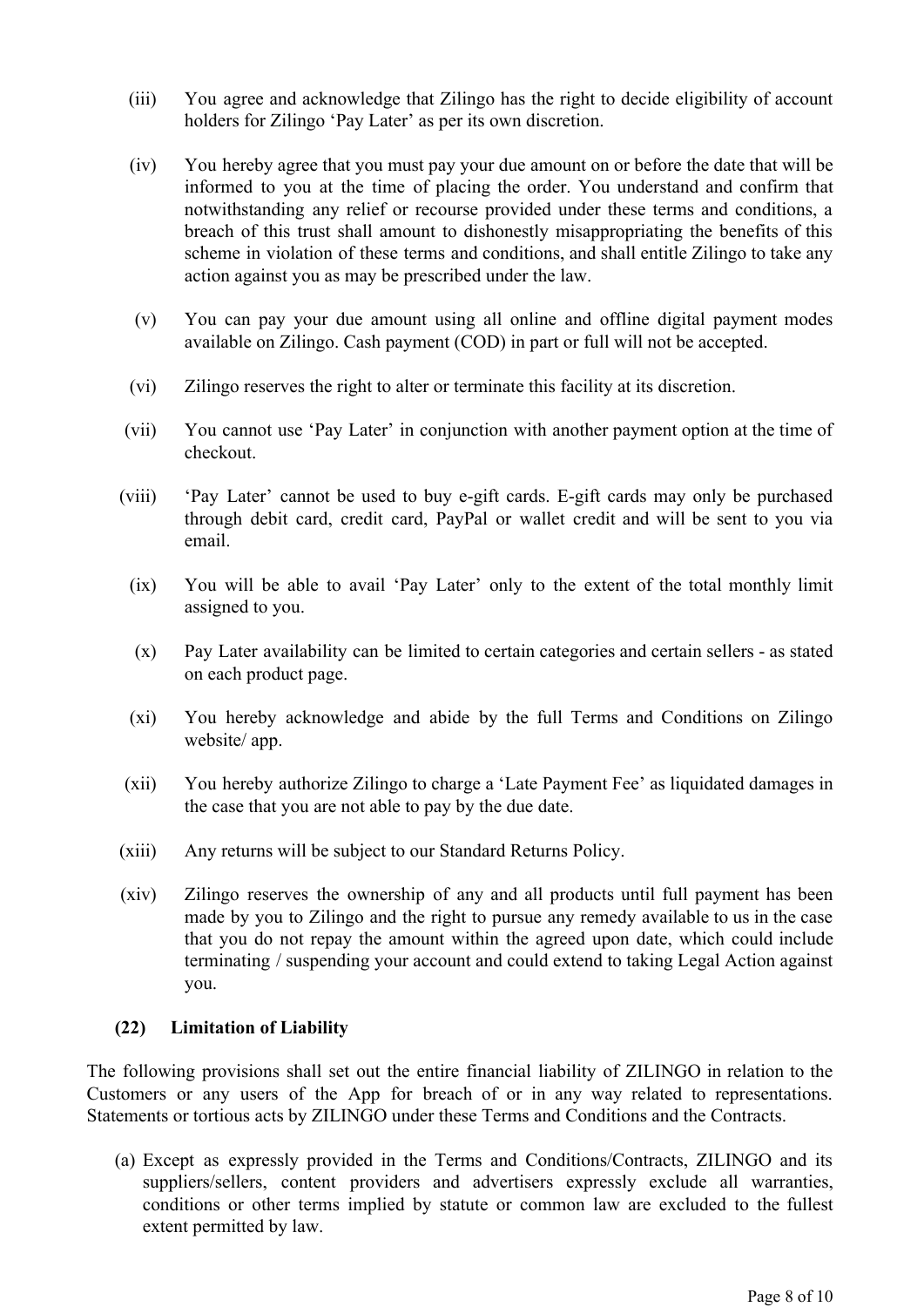(iii) You agree and acknowledge that Zilingo has the right to decide eligibility of account holders for Zilingo 'Pay Later' as per its own discretion.

(iv) You hereby agree that you must pay your due amount on or before the date that will be informed to you at the time of placing the order. You understand and confirm that notwithstanding any relief or recourse provided under these terms and conditions, a breach of this trust shall amount to dishonestly misappropriating the benefits of this scheme in violation of these terms and conditions, and shall entitle Zilingo to take any action against you as may be prescribed under the law.

(v) You can pay your due amount using all online and offline digital payment modes available on Zilingo. Cash payment (COD) in part or full will not be accepted.

(vi) Zilingo reserves the right to alter or terminate this facility at its discretion.

(vii) You cannot use 'Pay Later' in conjunction with another payment option at the time of checkout.

(viii) 'Pay Later' cannot be used to buy e-gift cards. E-gift cards may only be purchased through debit card, credit card, PayPal or wallet credit and will be sent to you via email.

(ix) You will be able to avail 'Pay Later' only to the extent of the total monthly limit assigned to you.

(x) Pay Later availability can be limited to certain categories and certain sellers - as stated on each product page.

(xi) You hereby acknowledge and abide by the full Terms and Conditions on Zilingo website/ app.

(xii) You hereby authorize Zilingo to charge a 'Late Payment Fee' as liquidated damages in the case that you are not able to pay by the due date.

(xiii) Any returns will be subject to our Standard Returns Policy.

(xiv) Zilingo reserves the ownership of any and all products until full payment has been made by you to Zilingo and the right to pursue any remedy available to us in the case that you do not repay the amount within the agreed upon date, which could include terminating / suspending your account and could extend to taking Legal Action against you.

**(22) Limitation of Liability**

The following provisions shall set out the entire financial liability of ZILINGO in relation to the Customers or any users of the App for breach of or in any way related to representations. Statements or tortious acts by ZILINGO under these Terms and Conditions and the Contracts.

(a) Except as expressly provided in the Terms and Conditions/Contracts, ZILINGO and its suppliers/sellers, content providers and advertisers expressly exclude all warranties, conditions or other terms implied by statute or common law are excluded to the fullest extent permitted by law.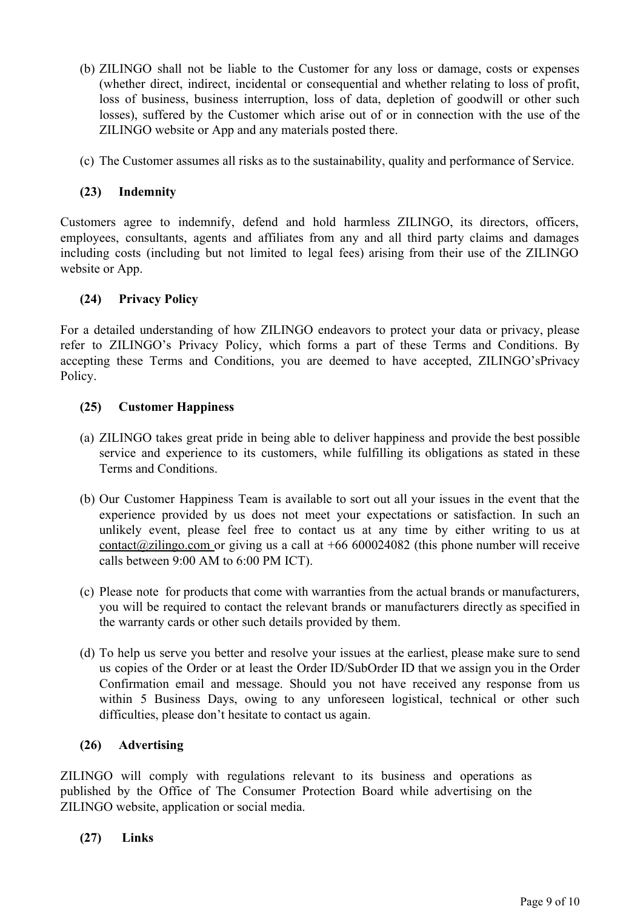(b) ZILINGO shall not be liable to the Customer for any loss or damage, costs or expenses (whether direct, indirect, incidental or consequential and whether relating to loss of profit, loss of business, business interruption, loss of data, depletion of goodwill or other such losses), suffered by the Customer which arise out of or in connection with the use of the ZILINGO website or App and any materials posted there.

(c) The Customer assumes all risks as to the sustainability, quality and performance of Service.

**(23) Indemnity**

Customers agree to indemnify, defend and hold harmless ZILINGO, its directors, officers, employees, consultants, agents and affiliates from any and all third party claims and damages including costs (including but not limited to legal fees) arising from their use of the ZILINGO website or App.

**(24) Privacy Policy**

For a detailed understanding of how ZILINGO endeavors to protect your data or privacy, please refer to ZILINGO's Privacy Policy, which forms a part of these Terms and Conditions. By accepting these Terms and Conditions, you are deemed to have accepted, ZILINGO'sPrivacy Policy.

**(25) Customer Happiness**

(a) ZILINGO takes great pride in being able to deliver happiness and provide the best possible service and experience to its customers, while fulfilling its obligations as stated in these Terms and Conditions.

(b) Our Customer Happiness Team is available to sort out all your issues in the event that the experience provided by us does not meet your expectations or satisfaction. In such an unlikely event, please feel free to contact us at any time by either writing to us at contact@zilingo.com or giving us a call at +66 600024082 (this phone number will receive calls between 9:00 AM to 6:00 PM ICT).

(c) Please note for products that come with warranties from the actual brands or manufacturers, you will be required to contact the relevant brands or manufacturers directly as specified in the warranty cards or other such details provided by them.

(d) To help us serve you better and resolve your issues at the earliest, please make sure to send us copies of the Order or at least the Order ID/SubOrder ID that we assign you in the Order Confirmation email and message. Should you not have received any response from us within 5 Business Days, owing to any unforeseen logistical, technical or other such difficulties, please don't hesitate to contact us again.

**(26) Advertising**

ZILINGO will comply with regulations relevant to its business and operations as published by the Office of The Consumer Protection Board while advertising on the ZILINGO website, application or social media.

**(27) Links**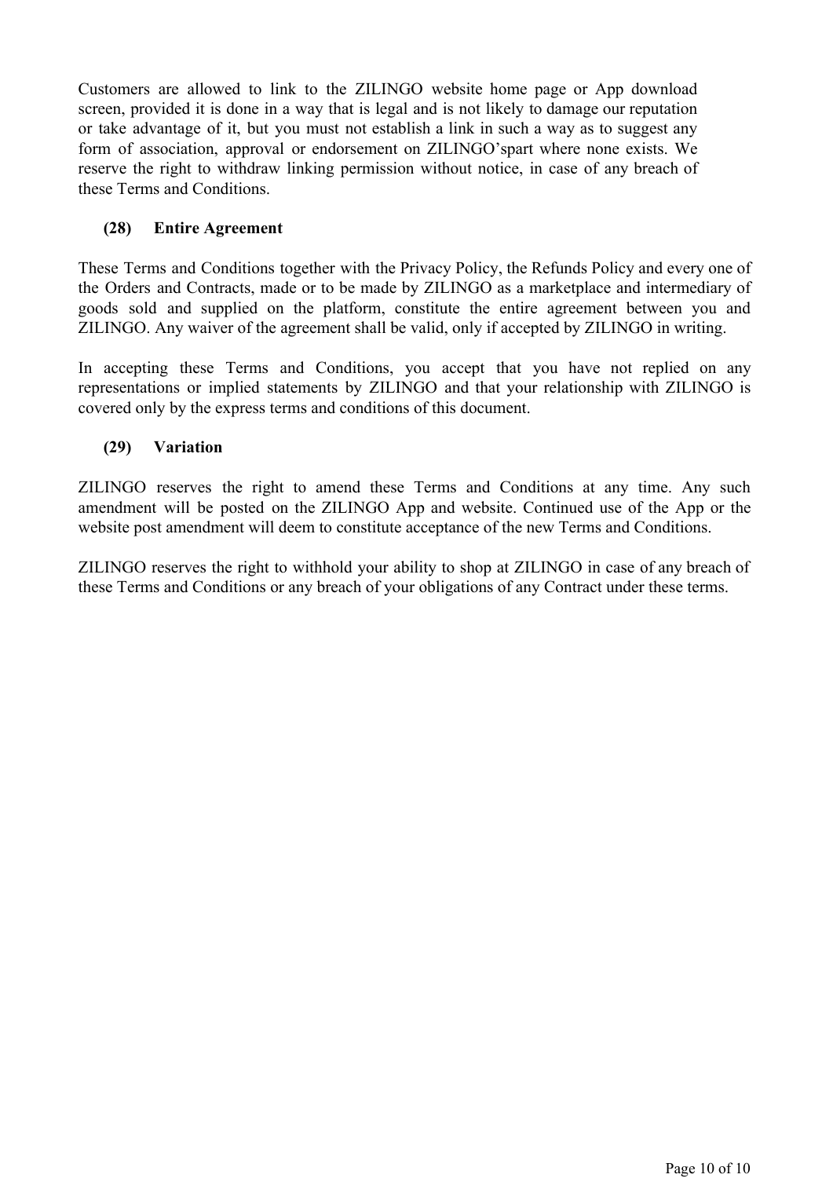Customers are allowed to link to the ZILINGO website home page or App download screen, provided it is done in a way that is legal and is not likely to damage our reputation or take advantage of it, but you must not establish a link in such a way as to suggest any form of association, approval or endorsement on ZILINGO'spart where none exists. We reserve the right to withdraw linking permission without notice, in case of any breach of these Terms and Conditions.

**(28) Entire Agreement**

These Terms and Conditions together with the Privacy Policy, the Refunds Policy and every one of the Orders and Contracts, made or to be made by ZILINGO as a marketplace and intermediary of goods sold and supplied on the platform, constitute the entire agreement between you and ZILINGO. Any waiver of the agreement shall be valid, only if accepted by ZILINGO in writing.

In accepting these Terms and Conditions, you accept that you have not replied on any representations or implied statements by ZILINGO and that your relationship with ZILINGO is covered only by the express terms and conditions of this document.

**(29) Variation**

ZILINGO reserves the right to amend these Terms and Conditions at any time. Any such amendment will be posted on the ZILINGO App and website. Continued use of the App or the website post amendment will deem to constitute acceptance of the new Terms and Conditions.

ZILINGO reserves the right to withhold your ability to shop at ZILINGO in case of any breach of these Terms and Conditions or any breach of your obligations of any Contract under these terms.